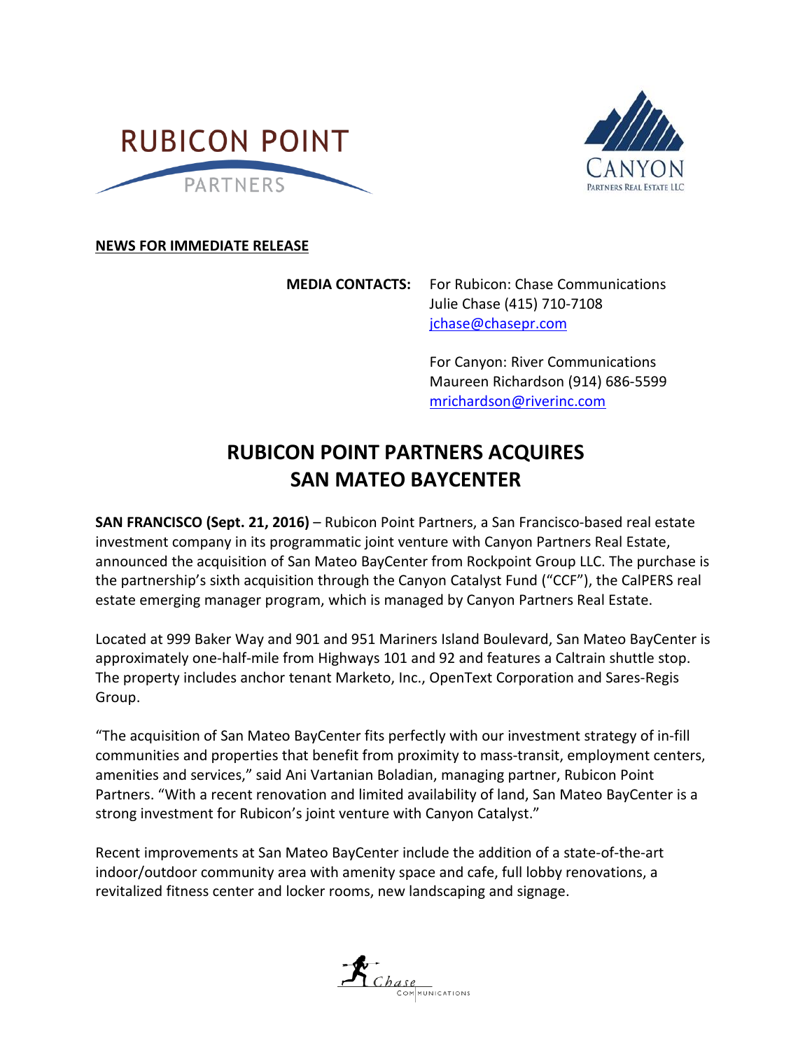RUBICON POINT PARTNERS

CANYON PARTNERS REAL ESTATE LLC

**NEWS FOR IMMEDIATE RELEASE**

**MEDIA CONTACTS:** For Rubicon: Chase Communications
Julie Chase (415) 710-7108
jchase@chasepr.com

For Canyon: River Communications
Maureen Richardson (914) 686-5599
mrichardson@riverinc.com

# RUBICON POINT PARTNERS ACQUIRES SAN MATEO BAYCENTER

**SAN FRANCISCO (Sept. 21, 2016)** – Rubicon Point Partners, a San Francisco-based real estate investment company in its programmatic joint venture with Canyon Partners Real Estate, announced the acquisition of San Mateo BayCenter from Rockpoint Group LLC. The purchase is the partnership's sixth acquisition through the Canyon Catalyst Fund ("CCF"), the CalPERS real estate emerging manager program, which is managed by Canyon Partners Real Estate.

Located at 999 Baker Way and 901 and 951 Mariners Island Boulevard, San Mateo BayCenter is approximately one-half-mile from Highways 101 and 92 and features a Caltrain shuttle stop. The property includes anchor tenant Marketo, Inc., OpenText Corporation and Sares-Regis Group.

"The acquisition of San Mateo BayCenter fits perfectly with our investment strategy of in-fill communities and properties that benefit from proximity to mass-transit, employment centers, amenities and services," said Ani Vartanian Boladian, managing partner, Rubicon Point Partners. "With a recent renovation and limited availability of land, San Mateo BayCenter is a strong investment for Rubicon's joint venture with Canyon Catalyst."

Recent improvements at San Mateo BayCenter include the addition of a state-of-the-art indoor/outdoor community area with amenity space and cafe, full lobby renovations, a revitalized fitness center and locker rooms, new landscaping and signage.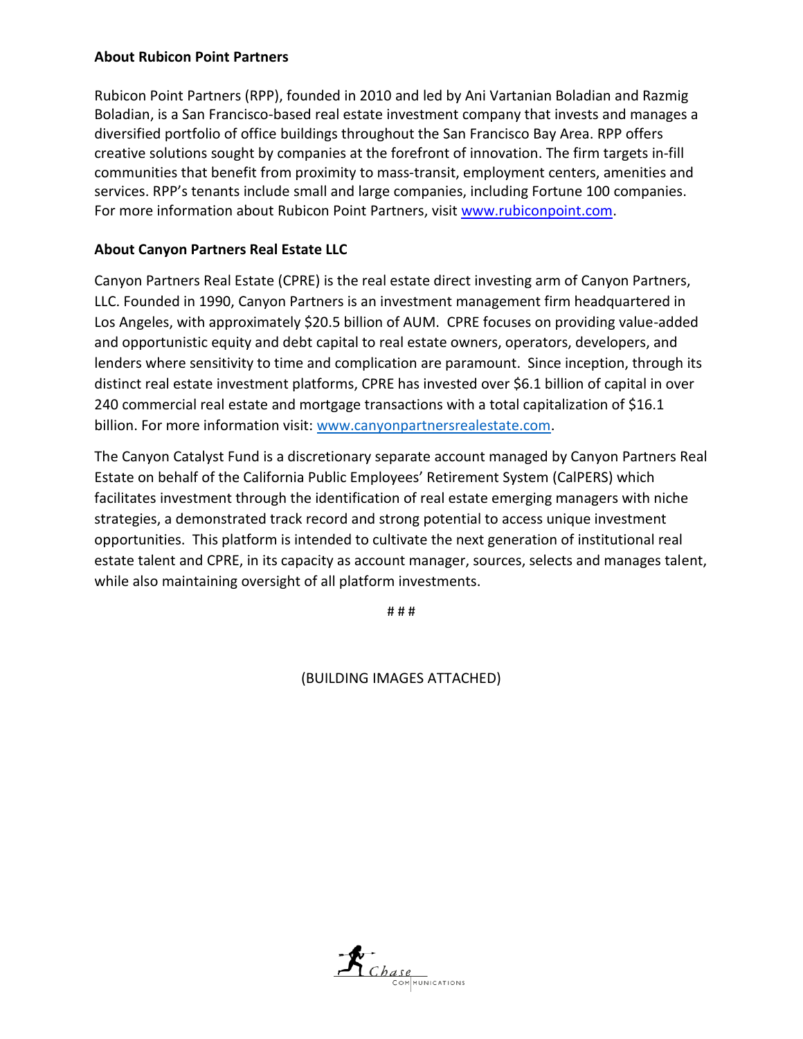**About Rubicon Point Partners**

Rubicon Point Partners (RPP), founded in 2010 and led by Ani Vartanian Boladian and Razmig Boladian, is a San Francisco-based real estate investment company that invests and manages a diversified portfolio of office buildings throughout the San Francisco Bay Area. RPP offers creative solutions sought by companies at the forefront of innovation. The firm targets in-fill communities that benefit from proximity to mass-transit, employment centers, amenities and services. RPP's tenants include small and large companies, including Fortune 100 companies. For more information about Rubicon Point Partners, visit www.rubiconpoint.com.

**About Canyon Partners Real Estate LLC**

Canyon Partners Real Estate (CPRE) is the real estate direct investing arm of Canyon Partners, LLC. Founded in 1990, Canyon Partners is an investment management firm headquartered in Los Angeles, with approximately $20.5 billion of AUM. CPRE focuses on providing value-added and opportunistic equity and debt capital to real estate owners, operators, developers, and lenders where sensitivity to time and complication are paramount. Since inception, through its distinct real estate investment platforms, CPRE has invested over $6.1 billion of capital in over 240 commercial real estate and mortgage transactions with a total capitalization of $16.1 billion. For more information visit: www.canyonpartnersrealestate.com.

The Canyon Catalyst Fund is a discretionary separate account managed by Canyon Partners Real Estate on behalf of the California Public Employees' Retirement System (CalPERS) which facilitates investment through the identification of real estate emerging managers with niche strategies, a demonstrated track record and strong potential to access unique investment opportunities. This platform is intended to cultivate the next generation of institutional real estate talent and CPRE, in its capacity as account manager, sources, selects and manages talent, while also maintaining oversight of all platform investments.

# # #

(BUILDING IMAGES ATTACHED)